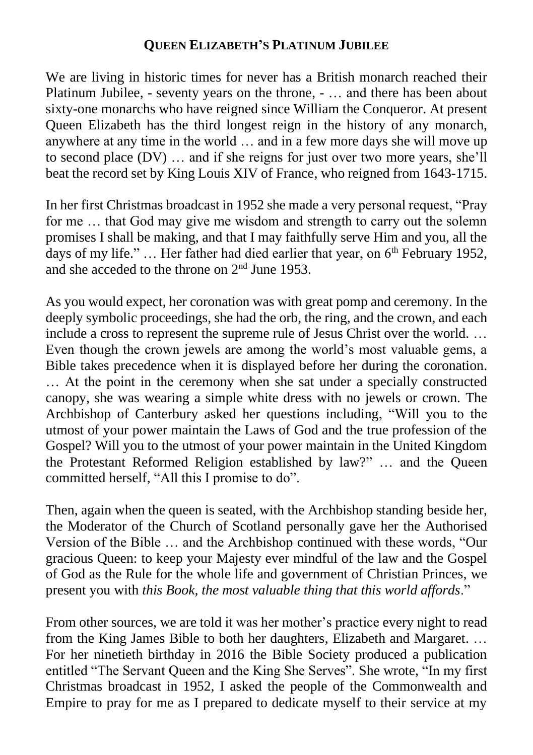## QUEEN ELIZABETH'S PLATINUM JUBILEE

We are living in historic times for never has a British monarch reached their Platinum Jubilee, - seventy years on the throne, - … and there has been about sixty-one monarchs who have reigned since William the Conqueror. At present Queen Elizabeth has the third longest reign in the history of any monarch, anywhere at any time in the world … and in a few more days she will move up to second place (DV) … and if she reigns for just over two more years, she'll beat the record set by King Louis XIV of France, who reigned from 1643-1715.

In her first Christmas broadcast in 1952 she made a very personal request, "Pray for me … that God may give me wisdom and strength to carry out the solemn promises I shall be making, and that I may faithfully serve Him and you, all the days of my life." … Her father had died earlier that year, on 6th February 1952, and she acceded to the throne on 2nd June 1953.

As you would expect, her coronation was with great pomp and ceremony. In the deeply symbolic proceedings, she had the orb, the ring, and the crown, and each include a cross to represent the supreme rule of Jesus Christ over the world. … Even though the crown jewels are among the world's most valuable gems, a Bible takes precedence when it is displayed before her during the coronation. … At the point in the ceremony when she sat under a specially constructed canopy, she was wearing a simple white dress with no jewels or crown. The Archbishop of Canterbury asked her questions including, "Will you to the utmost of your power maintain the Laws of God and the true profession of the Gospel? Will you to the utmost of your power maintain in the United Kingdom the Protestant Reformed Religion established by law?" … and the Queen committed herself, "All this I promise to do".

Then, again when the queen is seated, with the Archbishop standing beside her, the Moderator of the Church of Scotland personally gave her the Authorised Version of the Bible … and the Archbishop continued with these words, "Our gracious Queen: to keep your Majesty ever mindful of the law and the Gospel of God as the Rule for the whole life and government of Christian Princes, we present you with *this Book, the most valuable thing that this world affords*."

From other sources, we are told it was her mother's practice every night to read from the King James Bible to both her daughters, Elizabeth and Margaret. … For her ninetieth birthday in 2016 the Bible Society produced a publication entitled "The Servant Queen and the King She Serves". She wrote, "In my first Christmas broadcast in 1952, I asked the people of the Commonwealth and Empire to pray for me as I prepared to dedicate myself to their service at my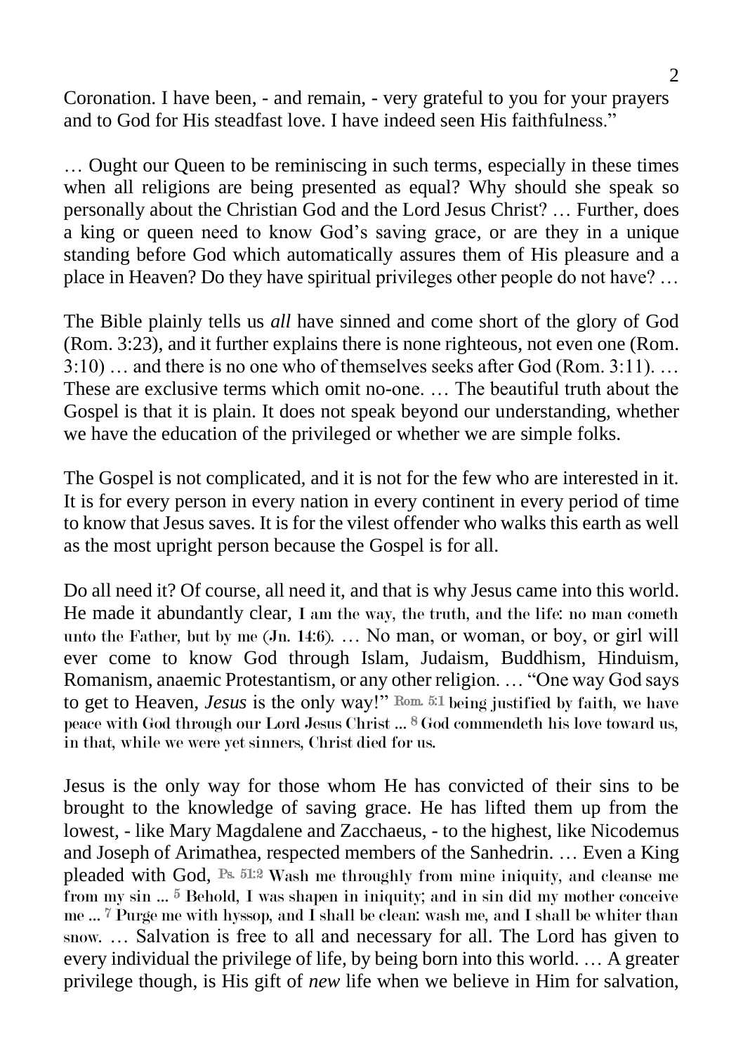Coronation. I have been, - and remain, - very grateful to you for your prayers and to God for His steadfast love. I have indeed seen His faithfulness."

… Ought our Queen to be reminiscing in such terms, especially in these times when all religions are being presented as equal? Why should she speak so personally about the Christian God and the Lord Jesus Christ? … Further, does a king or queen need to know God's saving grace, or are they in a unique standing before God which automatically assures them of His pleasure and a place in Heaven? Do they have spiritual privileges other people do not have? …

The Bible plainly tells us *all* have sinned and come short of the glory of God (Rom. 3:23), and it further explains there is none righteous, not even one (Rom. 3:10) … and there is no one who of themselves seeks after God (Rom. 3:11). … These are exclusive terms which omit no-one. … The beautiful truth about the Gospel is that it is plain. It does not speak beyond our understanding, whether we have the education of the privileged or whether we are simple folks.

The Gospel is not complicated, and it is not for the few who are interested in it. It is for every person in every nation in every continent in every period of time to know that Jesus saves. It is for the vilest offender who walks this earth as well as the most upright person because the Gospel is for all.

Do all need it? Of course, all need it, and that is why Jesus came into this world. He made it abundantly clear, I am the way, the truth, and the life: no man cometh unto the Father, but by me (Jn. 14:6). … No man, or woman, or boy, or girl will ever come to know God through Islam, Judaism, Buddhism, Hinduism, Romanism, anaemic Protestantism, or any other religion. … "One way God says to get to Heaven, *Jesus* is the only way!" Rom. 5:1 being justified by faith, we have peace with God through our Lord Jesus Christ ... 8 God commendeth his love toward us, in that, while we were yet sinners, Christ died for us.

Jesus is the only way for those whom He has convicted of their sins to be brought to the knowledge of saving grace. He has lifted them up from the lowest, - like Mary Magdalene and Zacchaeus, - to the highest, like Nicodemus and Joseph of Arimathea, respected members of the Sanhedrin. … Even a King pleaded with God, Ps. 51:2 Wash me throughly from mine iniquity, and cleanse me from my sin ... 5 Behold, I was shapen in iniquity; and in sin did my mother conceive me ... 7 Purge me with hyssop, and I shall be clean: wash me, and I shall be whiter than snow. … Salvation is free to all and necessary for all. The Lord has given to every individual the privilege of life, by being born into this world. … A greater privilege though, is His gift of *new* life when we believe in Him for salvation,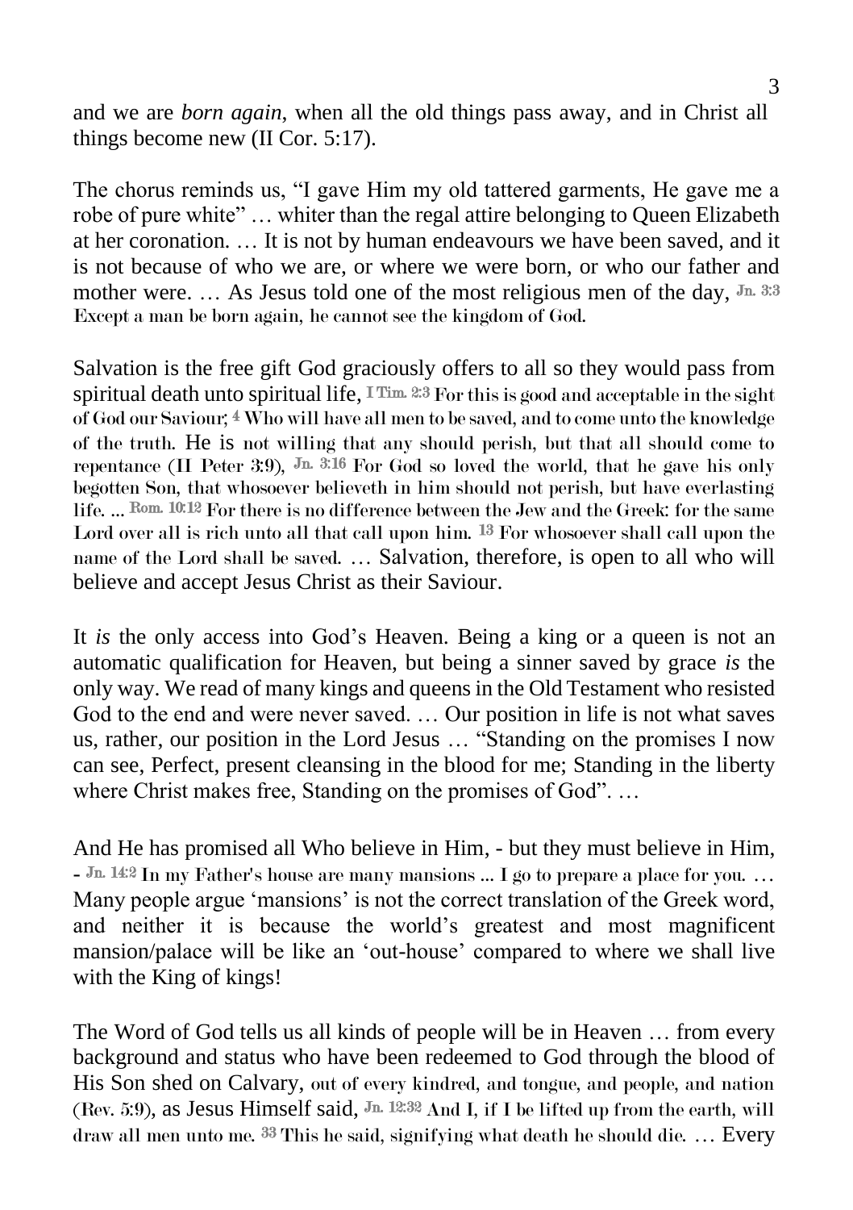and we are *born again*, when all the old things pass away, and in Christ all things become new (II Cor. 5:17).

The chorus reminds us, "I gave Him my old tattered garments, He gave me a robe of pure white" … whiter than the regal attire belonging to Queen Elizabeth at her coronation. … It is not by human endeavours we have been saved, and it is not because of who we are, or where we were born, or who our father and mother were. … As Jesus told one of the most religious men of the day, Jn. 3:3 Except a man be born again, he cannot see the kingdom of God.

Salvation is the free gift God graciously offers to all so they would pass from spiritual death unto spiritual life, I Tim. 2:3 For this is good and acceptable in the sight of God our Saviour; 4 Who will have all men to be saved, and to come unto the knowledge of the truth. He is not willing that any should perish, but that all should come to repentance (II Peter 3:9), Jn. 3:16 For God so loved the world, that he gave his only begotten Son, that whosoever believeth in him should not perish, but have everlasting life. ... Rom. 10:12 For there is no difference between the Jew and the Greek: for the same Lord over all is rich unto all that call upon him. 13 For whosoever shall call upon the name of the Lord shall be saved. … Salvation, therefore, is open to all who will believe and accept Jesus Christ as their Saviour.

It *is* the only access into God's Heaven. Being a king or a queen is not an automatic qualification for Heaven, but being a sinner saved by grace *is* the only way. We read of many kings and queens in the Old Testament who resisted God to the end and were never saved. … Our position in life is not what saves us, rather, our position in the Lord Jesus … "Standing on the promises I now can see, Perfect, present cleansing in the blood for me; Standing in the liberty where Christ makes free, Standing on the promises of God". …

And He has promised all Who believe in Him, - but they must believe in Him, - Jn. 14:2 In my Father's house are many mansions ... I go to prepare a place for you. … Many people argue 'mansions' is not the correct translation of the Greek word, and neither it is because the world's greatest and most magnificent mansion/palace will be like an 'out-house' compared to where we shall live with the King of kings!

The Word of God tells us all kinds of people will be in Heaven … from every background and status who have been redeemed to God through the blood of His Son shed on Calvary, out of every kindred, and tongue, and people, and nation (Rev. 5:9), as Jesus Himself said, Jn. 12:32 And I, if I be lifted up from the earth, will draw all men unto me. 33 This he said, signifying what death he should die. … Every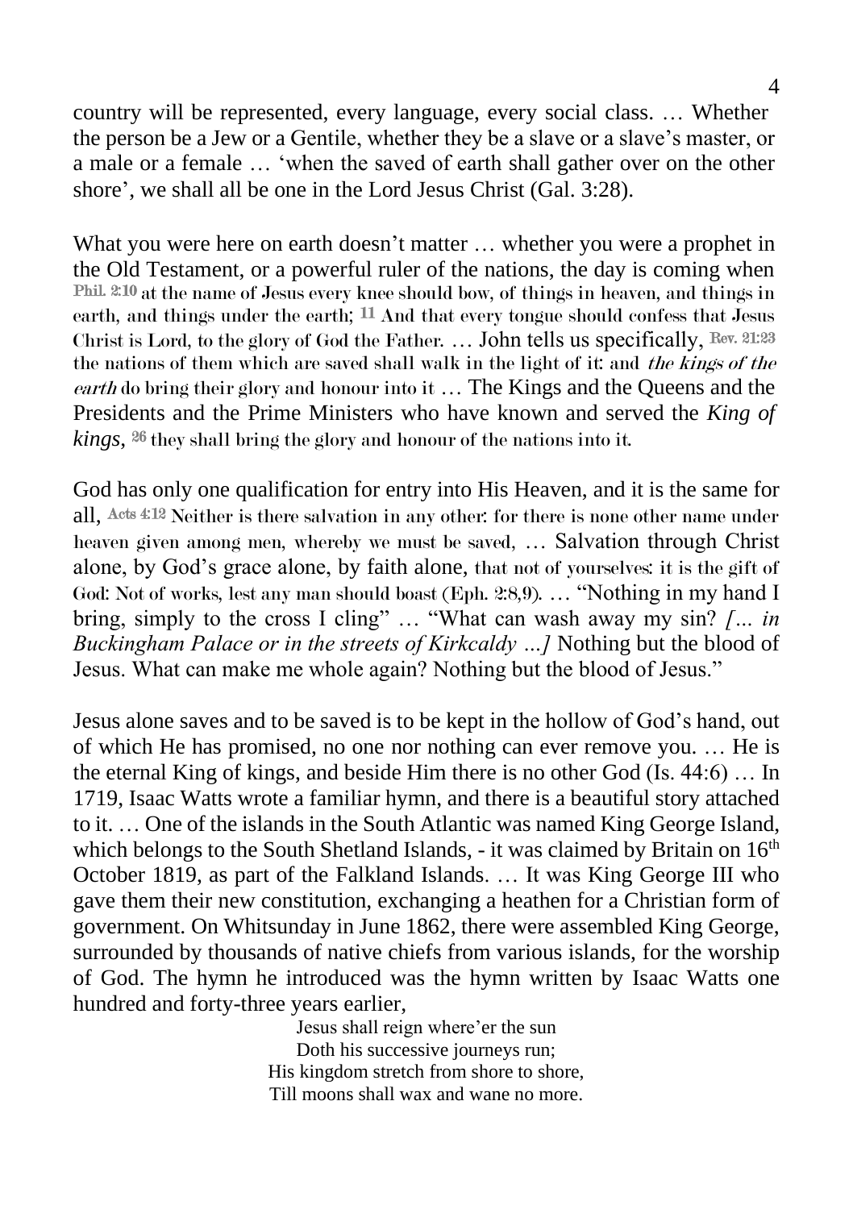country will be represented, every language, every social class. … Whether the person be a Jew or a Gentile, whether they be a slave or a slave's master, or a male or a female … 'when the saved of earth shall gather over on the other shore', we shall all be one in the Lord Jesus Christ (Gal. 3:28).

What you were here on earth doesn't matter … whether you were a prophet in the Old Testament, or a powerful ruler of the nations, the day is coming when Phil. 2:10 at the name of Jesus every knee should bow, of things in heaven, and things in earth, and things under the earth; 11 And that every tongue should confess that Jesus Christ is Lord, to the glory of God the Father. … John tells us specifically, Rev. 21:23 the nations of them which are saved shall walk in the light of it: and *the kings of the earth* do bring their glory and honour into it … The Kings and the Queens and the Presidents and the Prime Ministers who have known and served the *King of kings*, 26 they shall bring the glory and honour of the nations into it.

God has only one qualification for entry into His Heaven, and it is the same for all, Acts 4:12 Neither is there salvation in any other: for there is none other name under heaven given among men, whereby we must be saved, … Salvation through Christ alone, by God's grace alone, by faith alone, that not of yourselves: it is the gift of God: Not of works, lest any man should boast (Eph. 2:8,9). … "Nothing in my hand I bring, simply to the cross I cling" … "What can wash away my sin? *[… in Buckingham Palace or in the streets of Kirkcaldy …]* Nothing but the blood of Jesus. What can make me whole again? Nothing but the blood of Jesus."

Jesus alone saves and to be saved is to be kept in the hollow of God's hand, out of which He has promised, no one nor nothing can ever remove you. … He is the eternal King of kings, and beside Him there is no other God (Is. 44:6) … In 1719, Isaac Watts wrote a familiar hymn, and there is a beautiful story attached to it. … One of the islands in the South Atlantic was named King George Island, which belongs to the South Shetland Islands, - it was claimed by Britain on 16th October 1819, as part of the Falkland Islands. … It was King George III who gave them their new constitution, exchanging a heathen for a Christian form of government. On Whitsunday in June 1862, there were assembled King George, surrounded by thousands of native chiefs from various islands, for the worship of God. The hymn he introduced was the hymn written by Isaac Watts one hundred and forty-three years earlier,

Jesus shall reign where'er the sun  
Doth his successive journeys run;  
His kingdom stretch from shore to shore,  
Till moons shall wax and wane no more.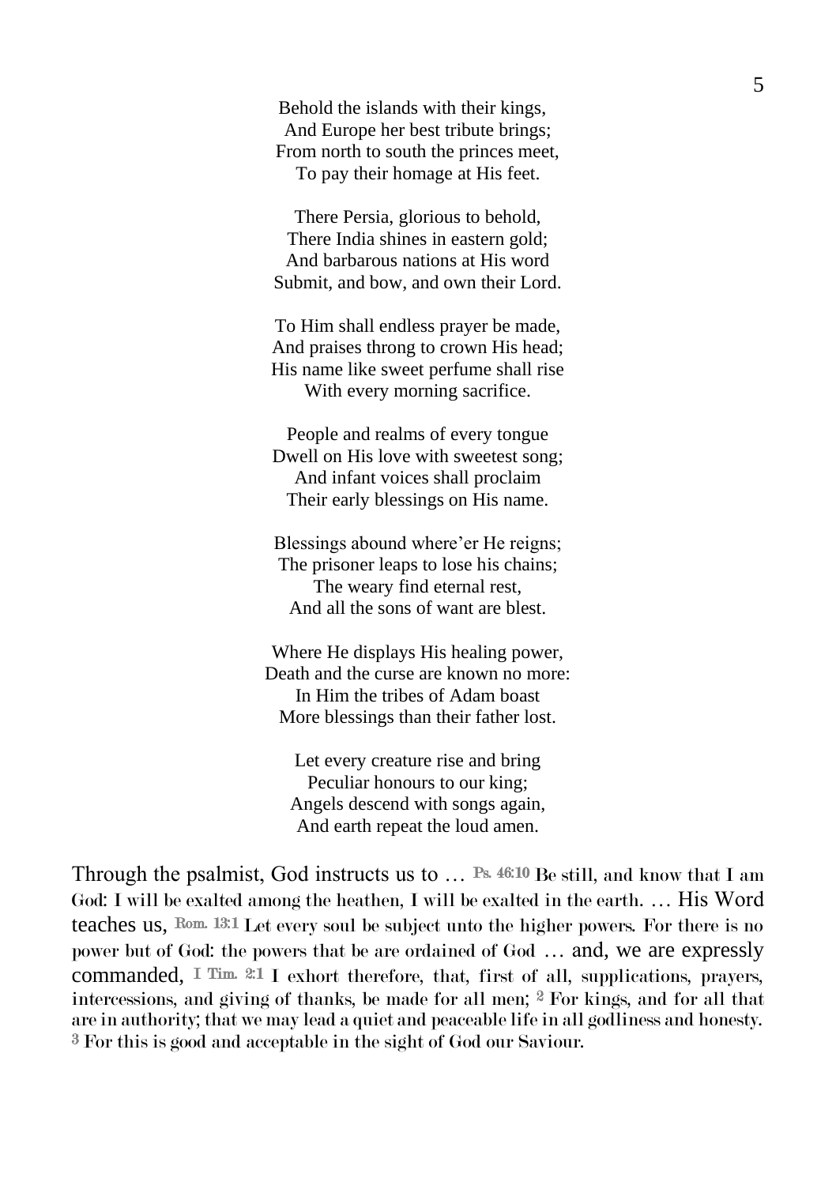Behold the islands with their kings,
And Europe her best tribute brings;
From north to south the princes meet,
To pay their homage at His feet.

There Persia, glorious to behold,
There India shines in eastern gold;
And barbarous nations at His word
Submit, and bow, and own their Lord.

To Him shall endless prayer be made,
And praises throng to crown His head;
His name like sweet perfume shall rise
With every morning sacrifice.

People and realms of every tongue
Dwell on His love with sweetest song;
And infant voices shall proclaim
Their early blessings on His name.

Blessings abound where'er He reigns;
The prisoner leaps to lose his chains;
The weary find eternal rest,
And all the sons of want are blest.

Where He displays His healing power,
Death and the curse are known no more:
In Him the tribes of Adam boast
More blessings than their father lost.

Let every creature rise and bring
Peculiar honours to our king;
Angels descend with songs again,
And earth repeat the loud amen.

Through the psalmist, God instructs us to … Ps. 46:10 Be still, and know that I am God: I will be exalted among the heathen, I will be exalted in the earth. … His Word teaches us, Rom. 13:1 Let every soul be subject unto the higher powers. For there is no power but of God: the powers that be are ordained of God … and, we are expressly commanded, I Tim. 2:1 I exhort therefore, that, first of all, supplications, prayers, intercessions, and giving of thanks, be made for all men; 2 For kings, and for all that are in authority; that we may lead a quiet and peaceable life in all godliness and honesty. 3 For this is good and acceptable in the sight of God our Saviour.